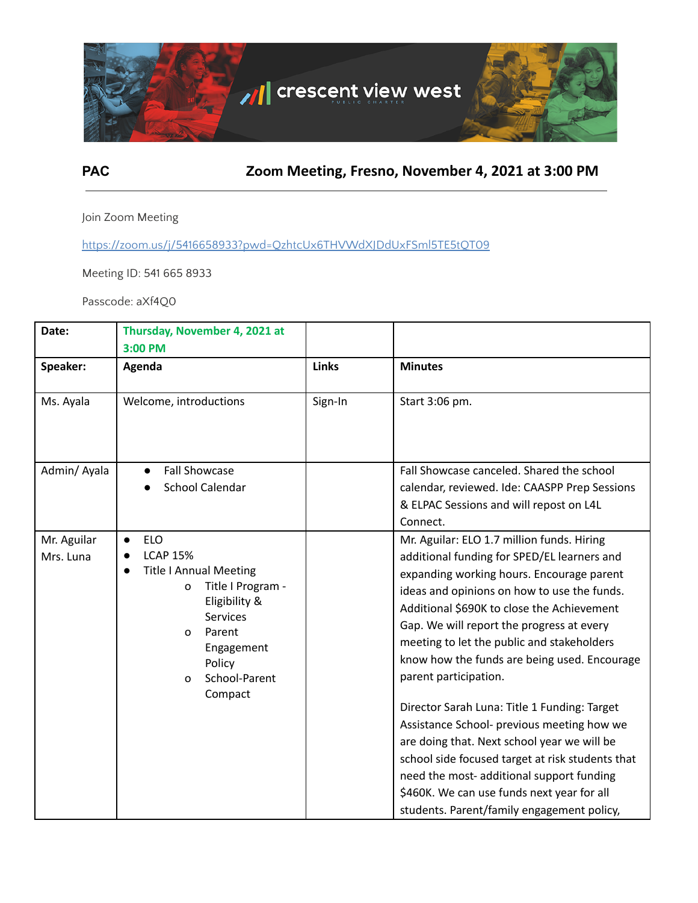**PAC** **Zoom Meeting, Fresno, November 4, 2021 at 3:00 PM**

---

Join Zoom Meeting

https://zoom.us/j/5416658933?pwd=QzhtcUx6THVWdXJDdUxFSml5TE5tQT09

Meeting ID: 541 665 8933

Passcode: aXf4Q0

| **Date:** | **Thursday, November 4, 2021 at 3:00 PM** | | |
|---|---|---|---|
| **Speaker:** | **Agenda** | **Links** | **Minutes** |
| Ms. Ayala | Welcome, introductions | Sign-In | Start 3:06 pm. |
| Admin/ Ayala | ● Fall Showcase<br>● School Calendar | | Fall Showcase canceled. Shared the school calendar, reviewed. Ide: CAASPP Prep Sessions & ELPAC Sessions and will repost on L4L Connect. |
| Mr. Aguilar<br>Mrs. Luna | ● ELO<br>● LCAP 15%<br>● Title I Annual Meeting<br>o Title I Program - Eligibility & Services<br>o Parent Engagement Policy<br>o School-Parent Compact | | Mr. Aguilar: ELO 1.7 million funds. Hiring additional funding for SPED/EL learners and expanding working hours. Encourage parent ideas and opinions on how to use the funds. Additional $690K to close the Achievement Gap. We will report the progress at every meeting to let the public and stakeholders know how the funds are being used. Encourage parent participation.<br><br>Director Sarah Luna: Title 1 Funding: Target Assistance School- previous meeting how we are doing that. Next school year we will be school side focused target at risk students that need the most- additional support funding $460K. We can use funds next year for all students. Parent/family engagement policy, |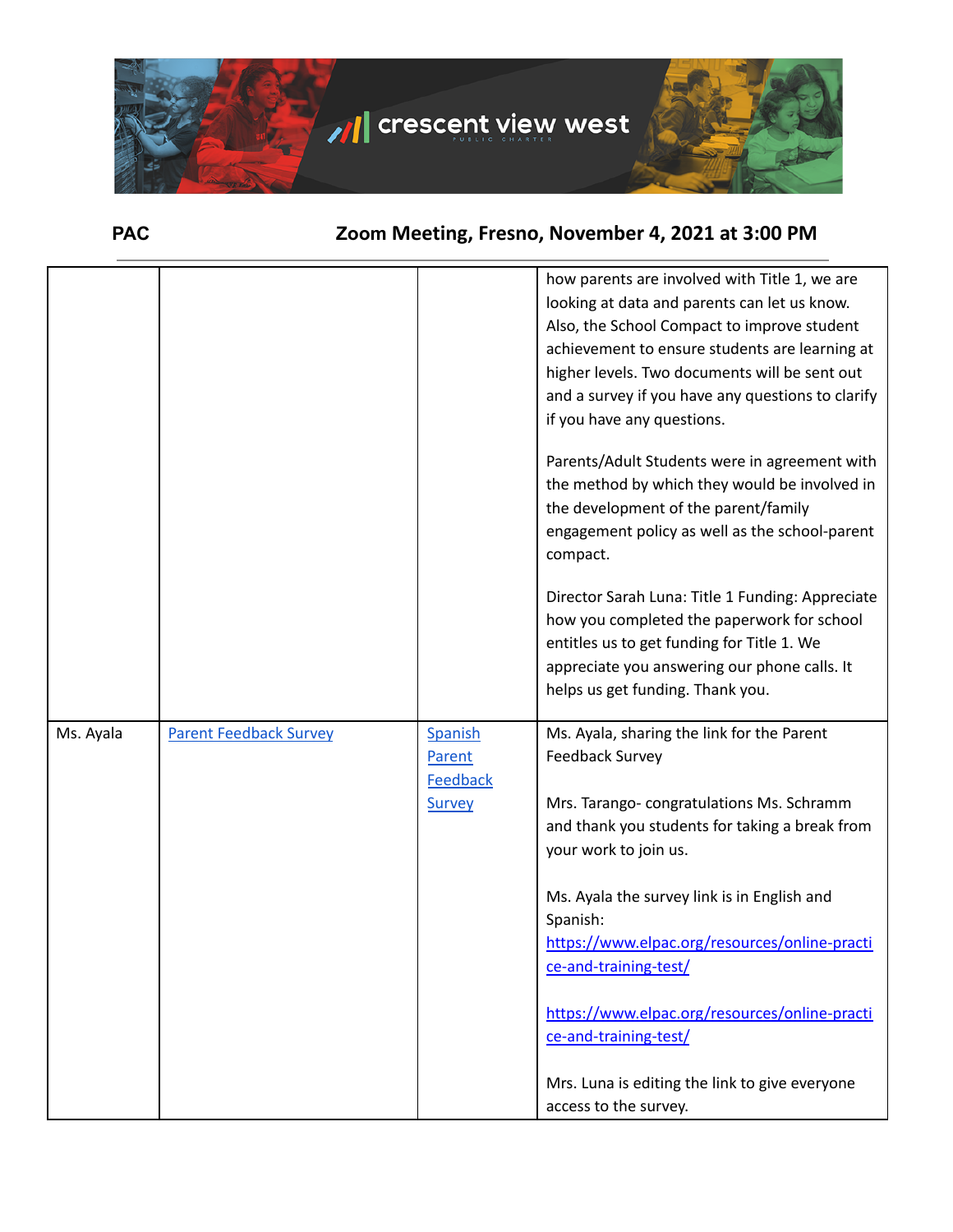**PAC** Zoom Meeting, Fresno, November 4, 2021 at 3:00 PM

| | | | |
|---|---|---|---|
| | | | how parents are involved with Title 1, we are looking at data and parents can let us know. Also, the School Compact to improve student achievement to ensure students are learning at higher levels. Two documents will be sent out and a survey if you have any questions to clarify if you have any questions.<br><br>Parents/Adult Students were in agreement with the method by which they would be involved in the development of the parent/family engagement policy as well as the school-parent compact.<br><br>Director Sarah Luna: Title 1 Funding: Appreciate how you completed the paperwork for school entitles us to get funding for Title 1. We appreciate you answering our phone calls. It helps us get funding. Thank you. |
| Ms. Ayala | Parent Feedback Survey | Spanish Parent Feedback Survey | Ms. Ayala, sharing the link for the Parent Feedback Survey<br><br>Mrs. Tarango- congratulations Ms. Schramm and thank you students for taking a break from your work to join us.<br><br>Ms. Ayala the survey link is in English and Spanish: https://www.elpac.org/resources/online-practice-and-training-test/<br><br>https://www.elpac.org/resources/online-practice-and-training-test/<br><br>Mrs. Luna is editing the link to give everyone access to the survey. |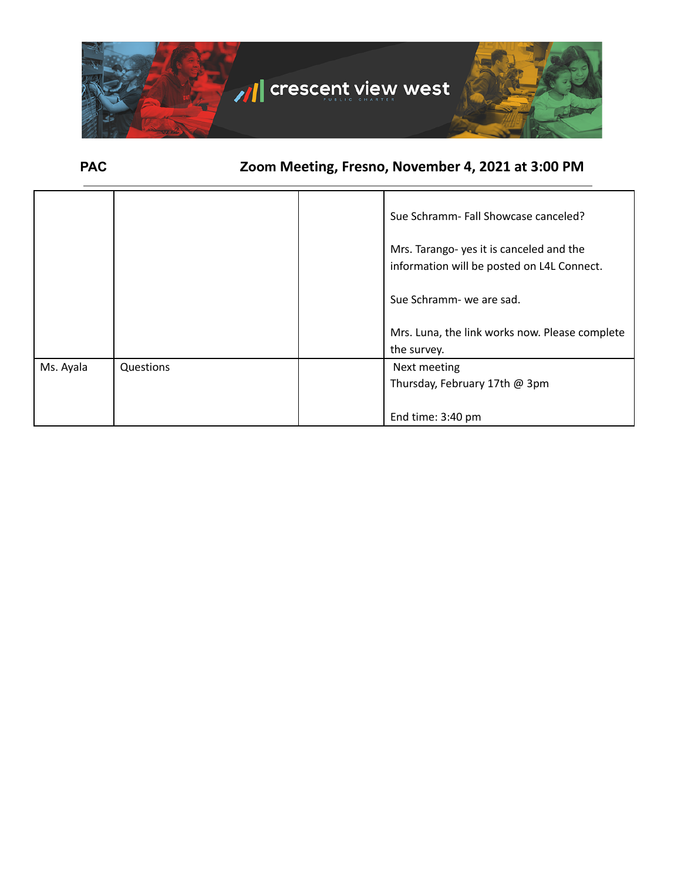**PAC** Zoom Meeting, Fresno, November 4, 2021 at 3:00 PM

| | | | |
|---|---|---|---|
| | | | Sue Schramm- Fall Showcase canceled?<br><br>Mrs. Tarango- yes it is canceled and the information will be posted on L4L Connect.<br><br>Sue Schramm- we are sad.<br><br>Mrs. Luna, the link works now. Please complete the survey. |
| Ms. Ayala | Questions | | Next meeting<br>Thursday, February 17th @ 3pm<br><br>End time: 3:40 pm |